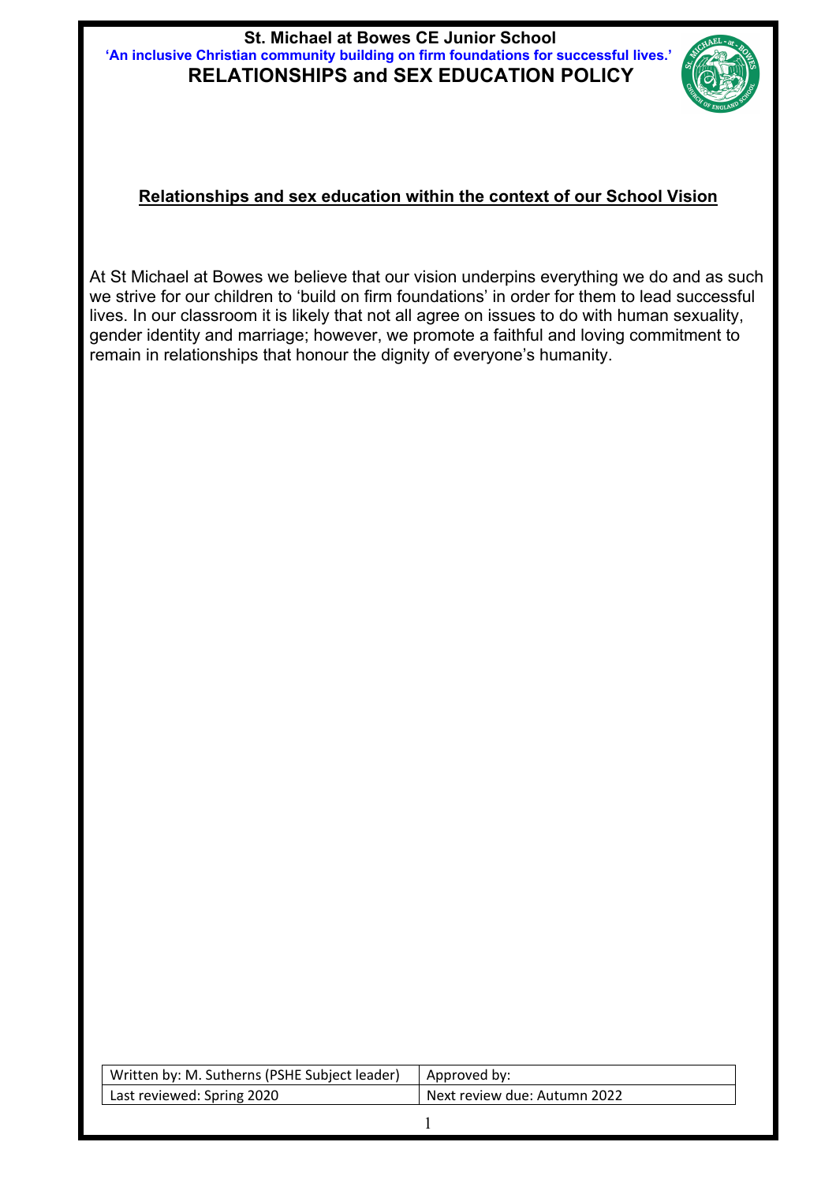# St. Michael at Bowes CE Junior School

**'An inclusive Christian community building on firm foundations for successful lives.'**

## RELATIONSHIPS and SEX EDUCATION POLICY

### Relationships and sex education within the context of our School Vision

At St Michael at Bowes we believe that our vision underpins everything we do and as such we strive for our children to 'build on firm foundations' in order for them to lead successful lives. In our classroom it is likely that not all agree on issues to do with human sexuality, gender identity and marriage; however, we promote a faithful and loving commitment to remain in relationships that honour the dignity of everyone's humanity.

| Written by: M. Sutherns (PSHE Subject leader) | Approved by: |
| --- | --- |
| Last reviewed: Spring 2020 | Next review due: Autumn 2022 |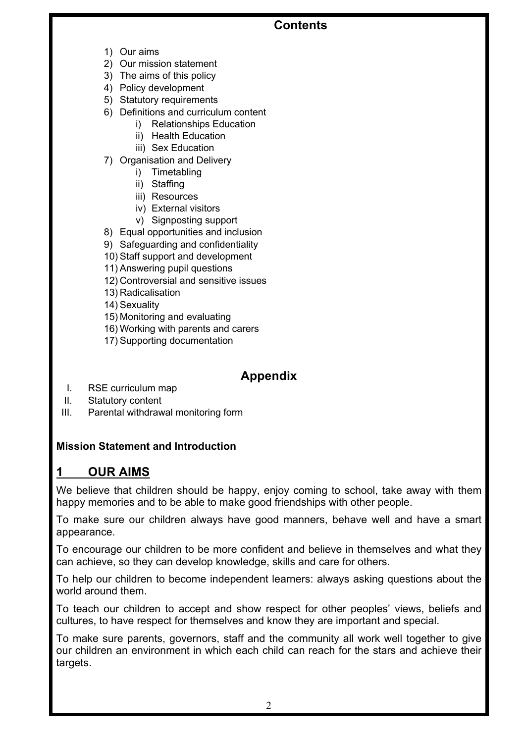## Contents

1) Our aims
2) Our mission statement
3) The aims of this policy
4) Policy development
5) Statutory requirements
6) Definitions and curriculum content
    i) Relationships Education
    ii) Health Education
    iii) Sex Education
7) Organisation and Delivery
    i) Timetabling
    ii) Staffing
    iii) Resources
    iv) External visitors
    v) Signposting support
8) Equal opportunities and inclusion
9) Safeguarding and confidentiality
10) Staff support and development
11) Answering pupil questions
12) Controversial and sensitive issues
13) Radicalisation
14) Sexuality
15) Monitoring and evaluating
16) Working with parents and carers
17) Supporting documentation

## Appendix

I. RSE curriculum map
II. Statutory content
III. Parental withdrawal monitoring form

**Mission Statement and Introduction**

## 1 OUR AIMS

We believe that children should be happy, enjoy coming to school, take away with them happy memories and to be able to make good friendships with other people.

To make sure our children always have good manners, behave well and have a smart appearance.

To encourage our children to be more confident and believe in themselves and what they can achieve, so they can develop knowledge, skills and care for others.

To help our children to become independent learners: always asking questions about the world around them.

To teach our children to accept and show respect for other peoples' views, beliefs and cultures, to have respect for themselves and know they are important and special.

To make sure parents, governors, staff and the community all work well together to give our children an environment in which each child can reach for the stars and achieve their targets.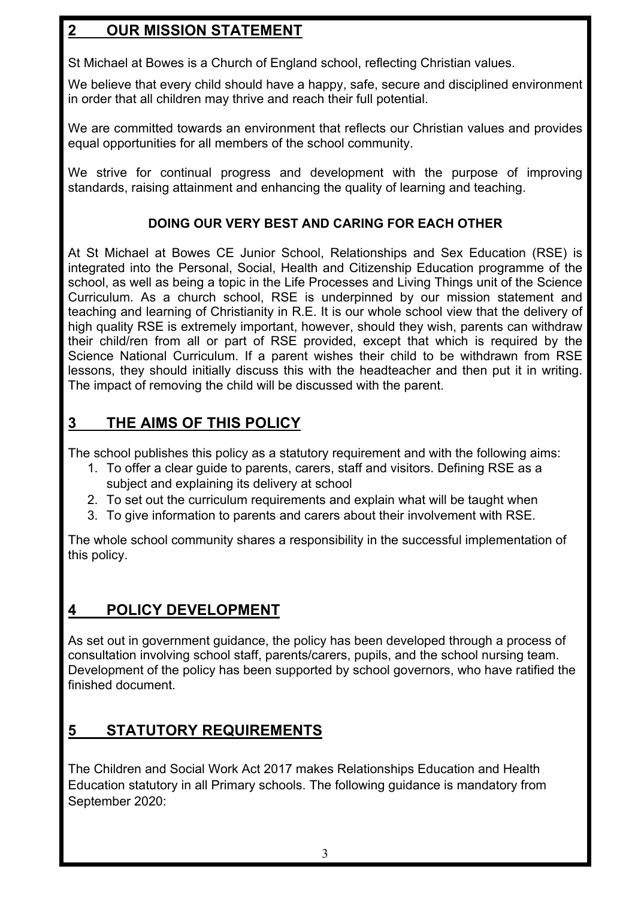## 2 OUR MISSION STATEMENT

St Michael at Bowes is a Church of England school, reflecting Christian values.

We believe that every child should have a happy, safe, secure and disciplined environment in order that all children may thrive and reach their full potential.

We are committed towards an environment that reflects our Christian values and provides equal opportunities for all members of the school community.

We strive for continual progress and development with the purpose of improving standards, raising attainment and enhancing the quality of learning and teaching.

**DOING OUR VERY BEST AND CARING FOR EACH OTHER**

At St Michael at Bowes CE Junior School, Relationships and Sex Education (RSE) is integrated into the Personal, Social, Health and Citizenship Education programme of the school, as well as being a topic in the Life Processes and Living Things unit of the Science Curriculum. As a church school, RSE is underpinned by our mission statement and teaching and learning of Christianity in R.E. It is our whole school view that the delivery of high quality RSE is extremely important, however, should they wish, parents can withdraw their child/ren from all or part of RSE provided, except that which is required by the Science National Curriculum. If a parent wishes their child to be withdrawn from RSE lessons, they should initially discuss this with the headteacher and then put it in writing. The impact of removing the child will be discussed with the parent.

## 3 THE AIMS OF THIS POLICY

The school publishes this policy as a statutory requirement and with the following aims:

1. To offer a clear guide to parents, carers, staff and visitors. Defining RSE as a subject and explaining its delivery at school
2. To set out the curriculum requirements and explain what will be taught when
3. To give information to parents and carers about their involvement with RSE.

The whole school community shares a responsibility in the successful implementation of this policy.

## 4 POLICY DEVELOPMENT

As set out in government guidance, the policy has been developed through a process of consultation involving school staff, parents/carers, pupils, and the school nursing team. Development of the policy has been supported by school governors, who have ratified the finished document.

## 5 STATUTORY REQUIREMENTS

The Children and Social Work Act 2017 makes Relationships Education and Health Education statutory in all Primary schools. The following guidance is mandatory from September 2020: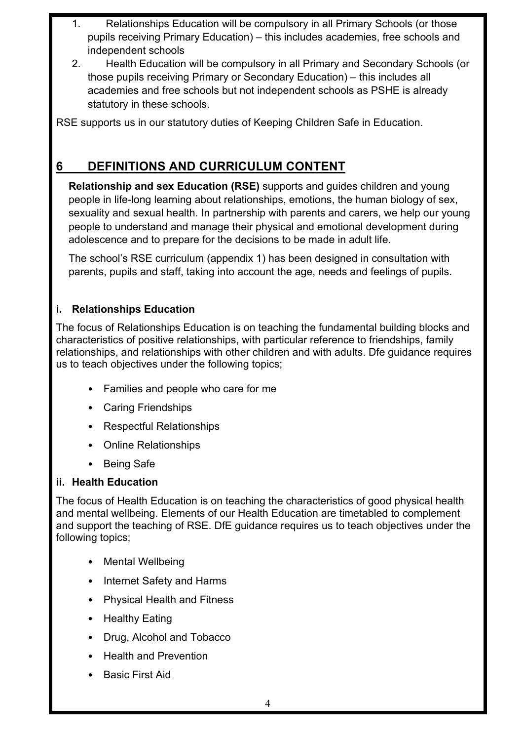1. Relationships Education will be compulsory in all Primary Schools (or those pupils receiving Primary Education) – this includes academies, free schools and independent schools
2. Health Education will be compulsory in all Primary and Secondary Schools (or those pupils receiving Primary or Secondary Education) – this includes all academies and free schools but not independent schools as PSHE is already statutory in these schools.

RSE supports us in our statutory duties of Keeping Children Safe in Education.

## 6 DEFINITIONS AND CURRICULUM CONTENT

**Relationship and sex Education (RSE)** supports and guides children and young people in life-long learning about relationships, emotions, the human biology of sex, sexuality and sexual health. In partnership with parents and carers, we help our young people to understand and manage their physical and emotional development during adolescence and to prepare for the decisions to be made in adult life.

The school's RSE curriculum (appendix 1) has been designed in consultation with parents, pupils and staff, taking into account the age, needs and feelings of pupils.

### i. Relationships Education

The focus of Relationships Education is on teaching the fundamental building blocks and characteristics of positive relationships, with particular reference to friendships, family relationships, and relationships with other children and with adults. Dfe guidance requires us to teach objectives under the following topics;

- Families and people who care for me
- Caring Friendships
- Respectful Relationships
- Online Relationships
- Being Safe

### ii. Health Education

The focus of Health Education is on teaching the characteristics of good physical health and mental wellbeing. Elements of our Health Education are timetabled to complement and support the teaching of RSE. DfE guidance requires us to teach objectives under the following topics;

- Mental Wellbeing
- Internet Safety and Harms
- Physical Health and Fitness
- Healthy Eating
- Drug, Alcohol and Tobacco
- Health and Prevention
- Basic First Aid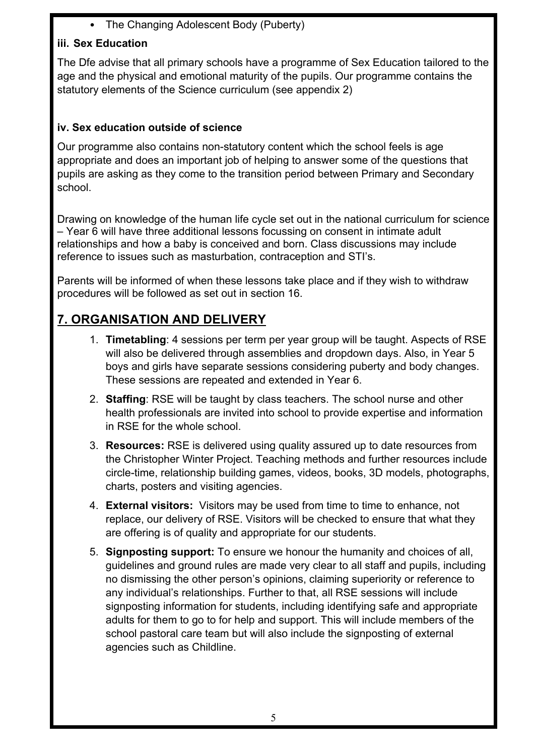- The Changing Adolescent Body (Puberty)

### iii. Sex Education

The Dfe advise that all primary schools have a programme of Sex Education tailored to the age and the physical and emotional maturity of the pupils. Our programme contains the statutory elements of the Science curriculum (see appendix 2)

### iv. Sex education outside of science

Our programme also contains non-statutory content which the school feels is age appropriate and does an important job of helping to answer some of the questions that pupils are asking as they come to the transition period between Primary and Secondary school.

Drawing on knowledge of the human life cycle set out in the national curriculum for science – Year 6 will have three additional lessons focussing on consent in intimate adult relationships and how a baby is conceived and born. Class discussions may include reference to issues such as masturbation, contraception and STI's.

Parents will be informed of when these lessons take place and if they wish to withdraw procedures will be followed as set out in section 16.

## 7. ORGANISATION AND DELIVERY

1. **Timetabling**: 4 sessions per term per year group will be taught. Aspects of RSE will also be delivered through assemblies and dropdown days. Also, in Year 5 boys and girls have separate sessions considering puberty and body changes. These sessions are repeated and extended in Year 6.
2. **Staffing**: RSE will be taught by class teachers. The school nurse and other health professionals are invited into school to provide expertise and information in RSE for the whole school.
3. **Resources:** RSE is delivered using quality assured up to date resources from the Christopher Winter Project. Teaching methods and further resources include circle-time, relationship building games, videos, books, 3D models, photographs, charts, posters and visiting agencies.
4. **External visitors:** Visitors may be used from time to time to enhance, not replace, our delivery of RSE. Visitors will be checked to ensure that what they are offering is of quality and appropriate for our students.
5. **Signposting support:** To ensure we honour the humanity and choices of all, guidelines and ground rules are made very clear to all staff and pupils, including no dismissing the other person's opinions, claiming superiority or reference to any individual's relationships. Further to that, all RSE sessions will include signposting information for students, including identifying safe and appropriate adults for them to go to for help and support. This will include members of the school pastoral care team but will also include the signposting of external agencies such as Childline.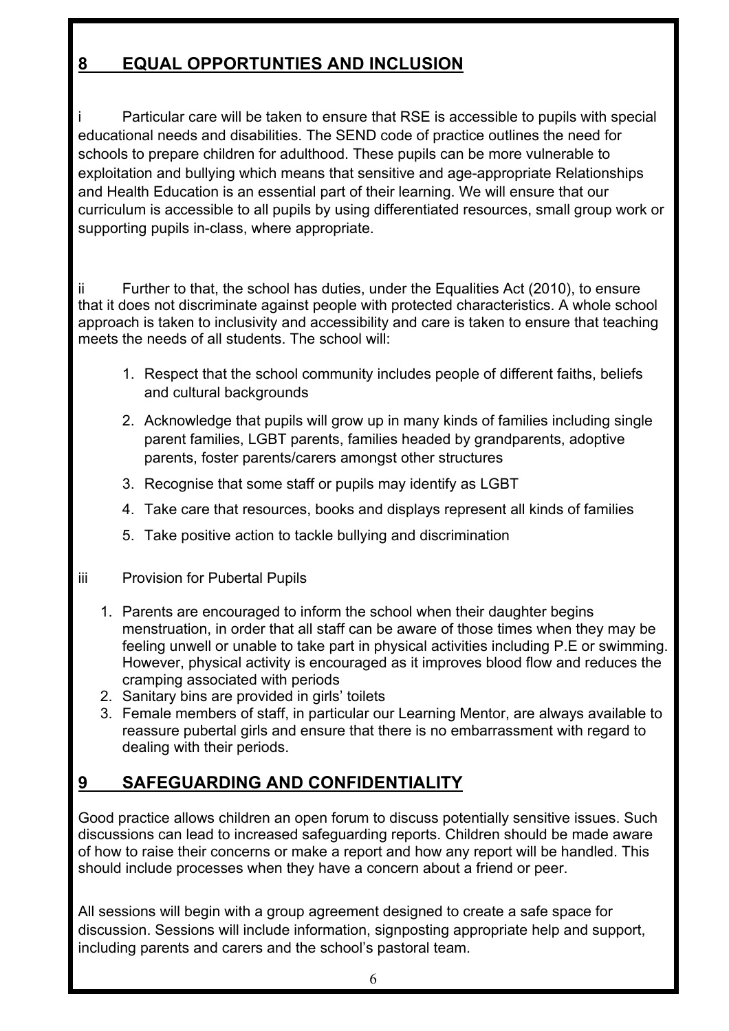## 8 EQUAL OPPORTUNTIES AND INCLUSION

i Particular care will be taken to ensure that RSE is accessible to pupils with special educational needs and disabilities. The SEND code of practice outlines the need for schools to prepare children for adulthood. These pupils can be more vulnerable to exploitation and bullying which means that sensitive and age-appropriate Relationships and Health Education is an essential part of their learning. We will ensure that our curriculum is accessible to all pupils by using differentiated resources, small group work or supporting pupils in-class, where appropriate.

ii Further to that, the school has duties, under the Equalities Act (2010), to ensure that it does not discriminate against people with protected characteristics. A whole school approach is taken to inclusivity and accessibility and care is taken to ensure that teaching meets the needs of all students. The school will:

1. Respect that the school community includes people of different faiths, beliefs and cultural backgrounds
2. Acknowledge that pupils will grow up in many kinds of families including single parent families, LGBT parents, families headed by grandparents, adoptive parents, foster parents/carers amongst other structures
3. Recognise that some staff or pupils may identify as LGBT
4. Take care that resources, books and displays represent all kinds of families
5. Take positive action to tackle bullying and discrimination

iii Provision for Pubertal Pupils

1. Parents are encouraged to inform the school when their daughter begins menstruation, in order that all staff can be aware of those times when they may be feeling unwell or unable to take part in physical activities including P.E or swimming. However, physical activity is encouraged as it improves blood flow and reduces the cramping associated with periods
2. Sanitary bins are provided in girls' toilets
3. Female members of staff, in particular our Learning Mentor, are always available to reassure pubertal girls and ensure that there is no embarrassment with regard to dealing with their periods.

## 9 SAFEGUARDING AND CONFIDENTIALITY

Good practice allows children an open forum to discuss potentially sensitive issues. Such discussions can lead to increased safeguarding reports. Children should be made aware of how to raise their concerns or make a report and how any report will be handled. This should include processes when they have a concern about a friend or peer.

All sessions will begin with a group agreement designed to create a safe space for discussion. Sessions will include information, signposting appropriate help and support, including parents and carers and the school's pastoral team.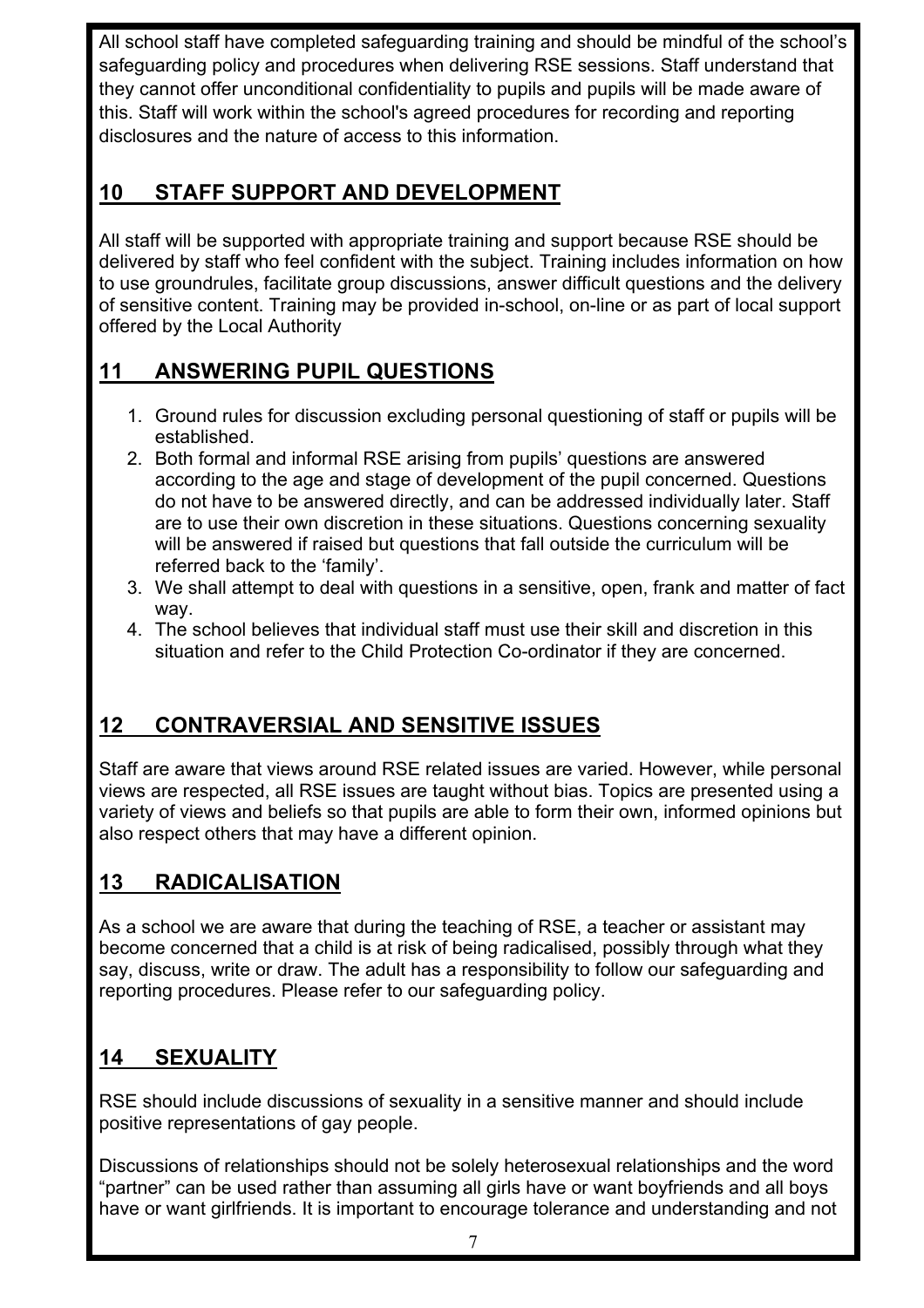All school staff have completed safeguarding training and should be mindful of the school's safeguarding policy and procedures when delivering RSE sessions. Staff understand that they cannot offer unconditional confidentiality to pupils and pupils will be made aware of this. Staff will work within the school's agreed procedures for recording and reporting disclosures and the nature of access to this information.

## 10 STAFF SUPPORT AND DEVELOPMENT

All staff will be supported with appropriate training and support because RSE should be delivered by staff who feel confident with the subject. Training includes information on how to use groundrules, facilitate group discussions, answer difficult questions and the delivery of sensitive content. Training may be provided in-school, on-line or as part of local support offered by the Local Authority

## 11 ANSWERING PUPIL QUESTIONS

1. Ground rules for discussion excluding personal questioning of staff or pupils will be established.
2. Both formal and informal RSE arising from pupils' questions are answered according to the age and stage of development of the pupil concerned. Questions do not have to be answered directly, and can be addressed individually later. Staff are to use their own discretion in these situations. Questions concerning sexuality will be answered if raised but questions that fall outside the curriculum will be referred back to the 'family'.
3. We shall attempt to deal with questions in a sensitive, open, frank and matter of fact way.
4. The school believes that individual staff must use their skill and discretion in this situation and refer to the Child Protection Co-ordinator if they are concerned.

## 12 CONTRAVERSIAL AND SENSITIVE ISSUES

Staff are aware that views around RSE related issues are varied. However, while personal views are respected, all RSE issues are taught without bias. Topics are presented using a variety of views and beliefs so that pupils are able to form their own, informed opinions but also respect others that may have a different opinion.

## 13 RADICALISATION

As a school we are aware that during the teaching of RSE, a teacher or assistant may become concerned that a child is at risk of being radicalised, possibly through what they say, discuss, write or draw. The adult has a responsibility to follow our safeguarding and reporting procedures. Please refer to our safeguarding policy.

## 14 SEXUALITY

RSE should include discussions of sexuality in a sensitive manner and should include positive representations of gay people.

Discussions of relationships should not be solely heterosexual relationships and the word "partner" can be used rather than assuming all girls have or want boyfriends and all boys have or want girlfriends. It is important to encourage tolerance and understanding and not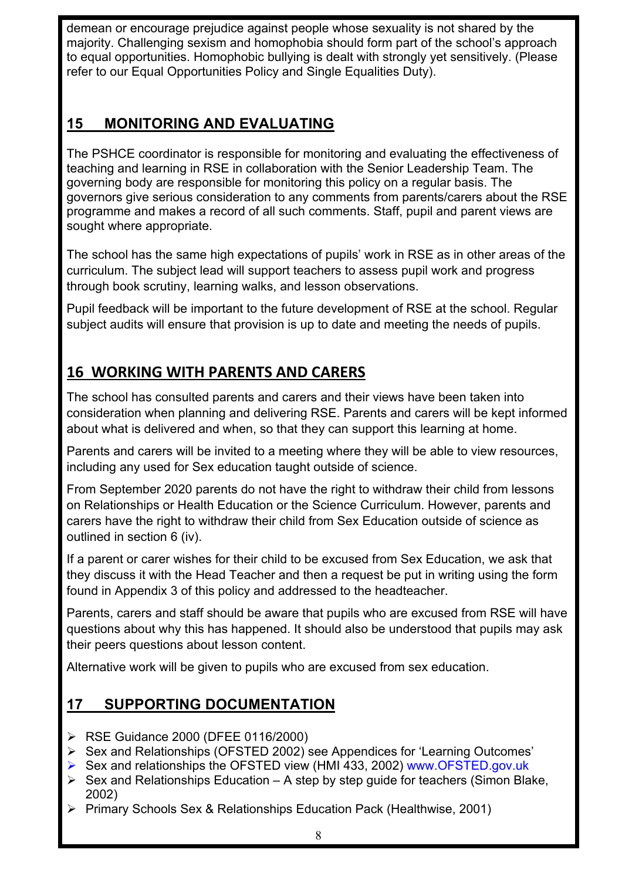demean or encourage prejudice against people whose sexuality is not shared by the majority. Challenging sexism and homophobia should form part of the school's approach to equal opportunities. Homophobic bullying is dealt with strongly yet sensitively. (Please refer to our Equal Opportunities Policy and Single Equalities Duty).

## 15 MONITORING AND EVALUATING

The PSHCE coordinator is responsible for monitoring and evaluating the effectiveness of teaching and learning in RSE in collaboration with the Senior Leadership Team. The governing body are responsible for monitoring this policy on a regular basis. The governors give serious consideration to any comments from parents/carers about the RSE programme and makes a record of all such comments. Staff, pupil and parent views are sought where appropriate.

The school has the same high expectations of pupils' work in RSE as in other areas of the curriculum. The subject lead will support teachers to assess pupil work and progress through book scrutiny, learning walks, and lesson observations.

Pupil feedback will be important to the future development of RSE at the school. Regular subject audits will ensure that provision is up to date and meeting the needs of pupils.

## 16 WORKING WITH PARENTS AND CARERS

The school has consulted parents and carers and their views have been taken into consideration when planning and delivering RSE. Parents and carers will be kept informed about what is delivered and when, so that they can support this learning at home.

Parents and carers will be invited to a meeting where they will be able to view resources, including any used for Sex education taught outside of science.

From September 2020 parents do not have the right to withdraw their child from lessons on Relationships or Health Education or the Science Curriculum. However, parents and carers have the right to withdraw their child from Sex Education outside of science as outlined in section 6 (iv).

If a parent or carer wishes for their child to be excused from Sex Education, we ask that they discuss it with the Head Teacher and then a request be put in writing using the form found in Appendix 3 of this policy and addressed to the headteacher.

Parents, carers and staff should be aware that pupils who are excused from RSE will have questions about why this has happened. It should also be understood that pupils may ask their peers questions about lesson content.

Alternative work will be given to pupils who are excused from sex education.

## 17 SUPPORTING DOCUMENTATION

- RSE Guidance 2000 (DFEE 0116/2000)
- Sex and Relationships (OFSTED 2002) see Appendices for 'Learning Outcomes'
- Sex and relationships the OFSTED view (HMI 433, 2002) www.OFSTED.gov.uk
- Sex and Relationships Education – A step by step guide for teachers (Simon Blake, 2002)
- Primary Schools Sex & Relationships Education Pack (Healthwise, 2001)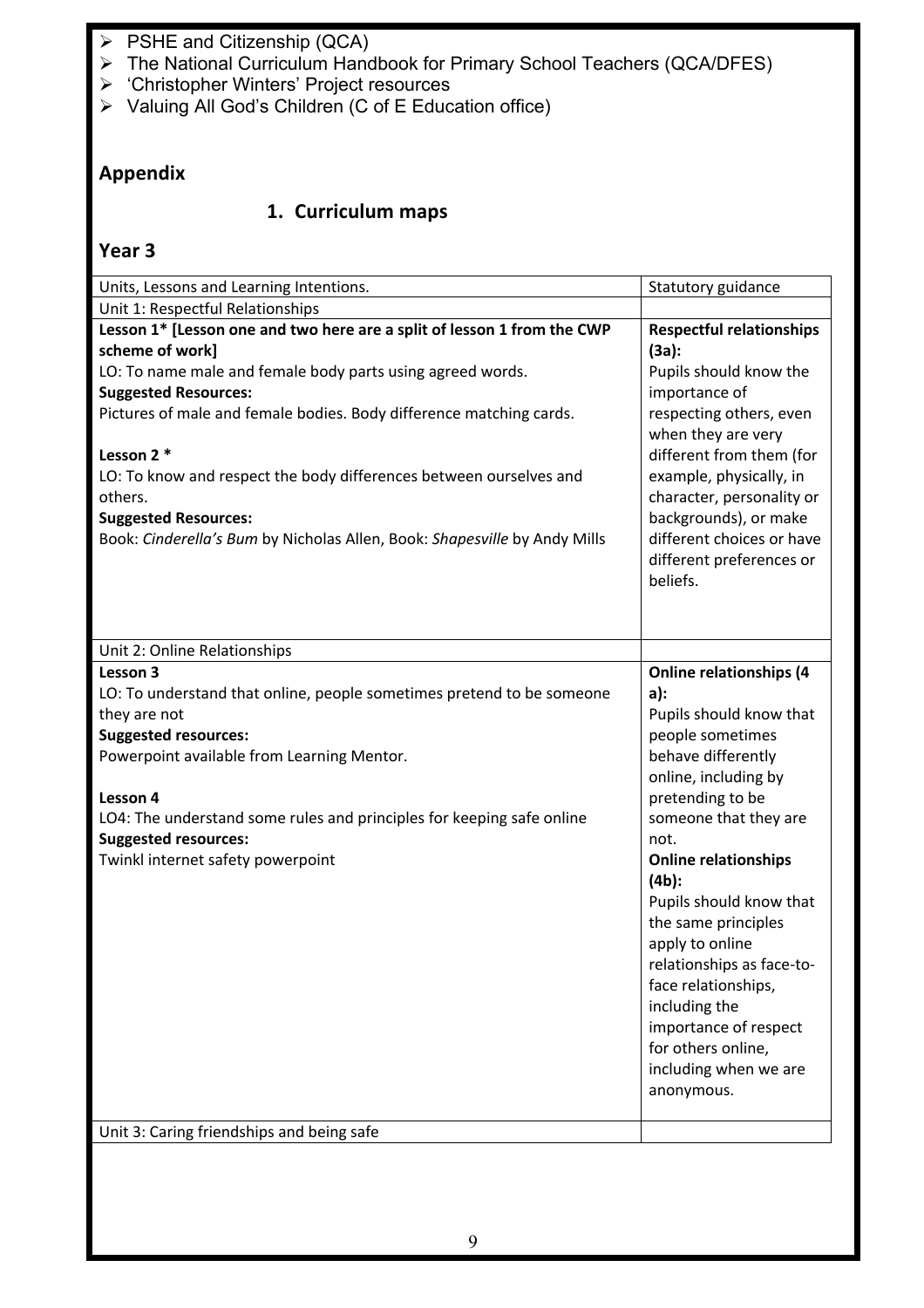- PSHE and Citizenship (QCA)
- The National Curriculum Handbook for Primary School Teachers (QCA/DFES)
- 'Christopher Winters' Project resources
- Valuing All God's Children (C of E Education office)

## Appendix

### 1. Curriculum maps

### Year 3

| Units, Lessons and Learning Intentions. | Statutory guidance |
|---|---|
| Unit 1: Respectful Relationships | |
| **Lesson 1* [Lesson one and two here are a split of lesson 1 from the CWP scheme of work]**<br>LO: To name male and female body parts using agreed words.<br>**Suggested Resources:**<br>Pictures of male and female bodies. Body difference matching cards.<br><br>**Lesson 2 ***<br>LO: To know and respect the body differences between ourselves and others.<br>**Suggested Resources:**<br>Book: *Cinderella's Bum* by Nicholas Allen, Book: *Shapesville* by Andy Mills | **Respectful relationships (3a):**<br>Pupils should know the importance of respecting others, even when they are very different from them (for example, physically, in character, personality or backgrounds), or make different choices or have different preferences or beliefs. |
| Unit 2: Online Relationships | |
| **Lesson 3**<br>LO: To understand that online, people sometimes pretend to be someone they are not<br>**Suggested resources:**<br>Powerpoint available from Learning Mentor.<br><br>**Lesson 4**<br>LO4: The understand some rules and principles for keeping safe online<br>**Suggested resources:**<br>Twinkl internet safety powerpoint | **Online relationships (4 a):**<br>Pupils should know that people sometimes behave differently online, including by pretending to be someone that they are not.<br>**Online relationships (4b):**<br>Pupils should know that the same principles apply to online relationships as face-to-face relationships, including the importance of respect for others online, including when we are anonymous. |
| Unit 3: Caring friendships and being safe | |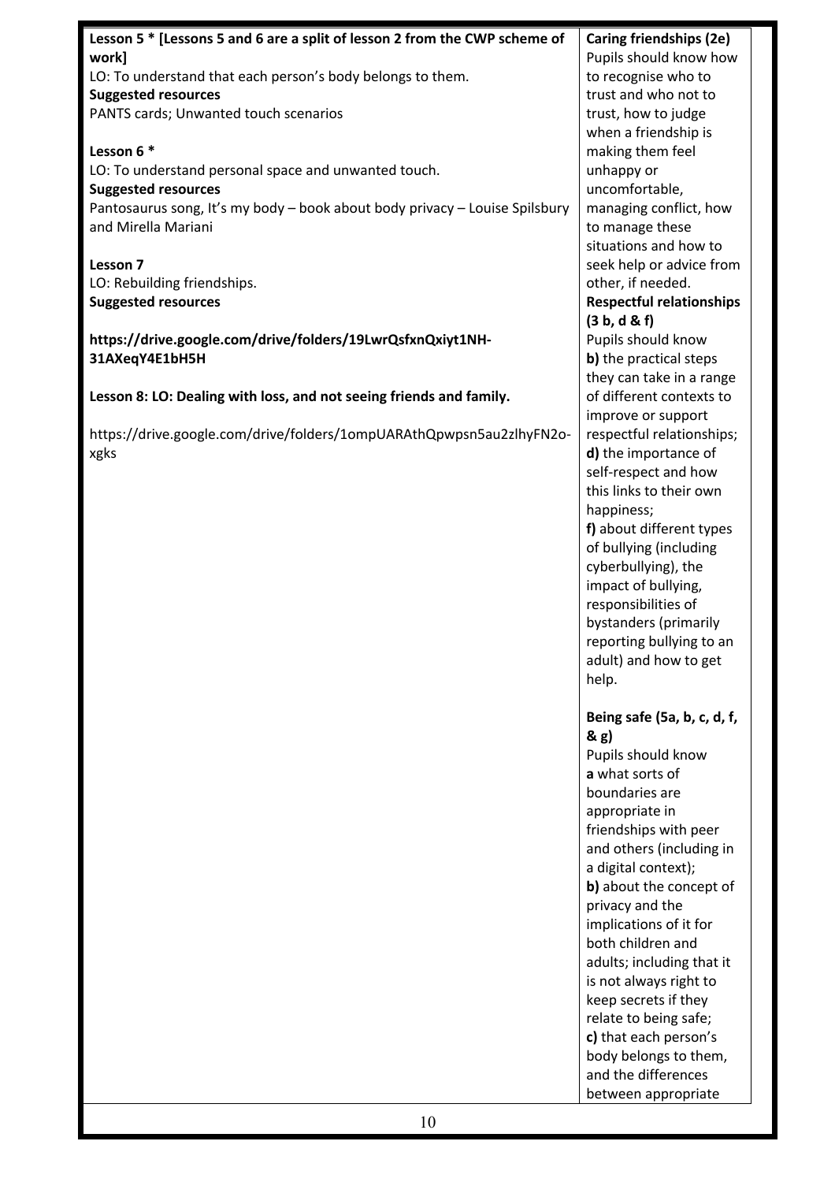| | |
|---|---|
| **Lesson 5 * [Lessons 5 and 6 are a split of lesson 2 from the CWP scheme of work]**<br>LO: To understand that each person's body belongs to them.<br>**Suggested resources**<br>PANTS cards; Unwanted touch scenarios<br><br>**Lesson 6 ***<br>LO: To understand personal space and unwanted touch.<br>**Suggested resources**<br>Pantosaurus song, It's my body – book about body privacy – Louise Spilsbury and Mirella Mariani<br><br>**Lesson 7**<br>LO: Rebuilding friendships.<br>**Suggested resources**<br><br>**https://drive.google.com/drive/folders/19LwrQsfxnQxiyt1NH-31AXeqY4E1bH5H**<br><br>**Lesson 8: LO: Dealing with loss, and not seeing friends and family.**<br><br>https://drive.google.com/drive/folders/1ompUARAthQpwpsn5au2zlhyFN2o-xgks | **Caring friendships (2e)**<br>Pupils should know how to recognise who to trust and who not to trust, how to judge when a friendship is making them feel unhappy or uncomfortable, managing conflict, how to manage these situations and how to seek help or advice from other, if needed.<br>**Respectful relationships (3 b, d & f)**<br>Pupils should know<br>**b)** the practical steps they can take in a range of different contexts to improve or support respectful relationships;<br>**d)** the importance of self-respect and how this links to their own happiness;<br>**f)** about different types of bullying (including cyberbullying), the impact of bullying, responsibilities of bystanders (primarily reporting bullying to an adult) and how to get help.<br><br>**Being safe (5a, b, c, d, f, & g)**<br>Pupils should know<br>**a** what sorts of boundaries are appropriate in friendships with peer and others (including in a digital context);<br>**b)** about the concept of privacy and the implications of it for both children and adults; including that it is not always right to keep secrets if they relate to being safe;<br>**c)** that each person's body belongs to them, and the differences between appropriate |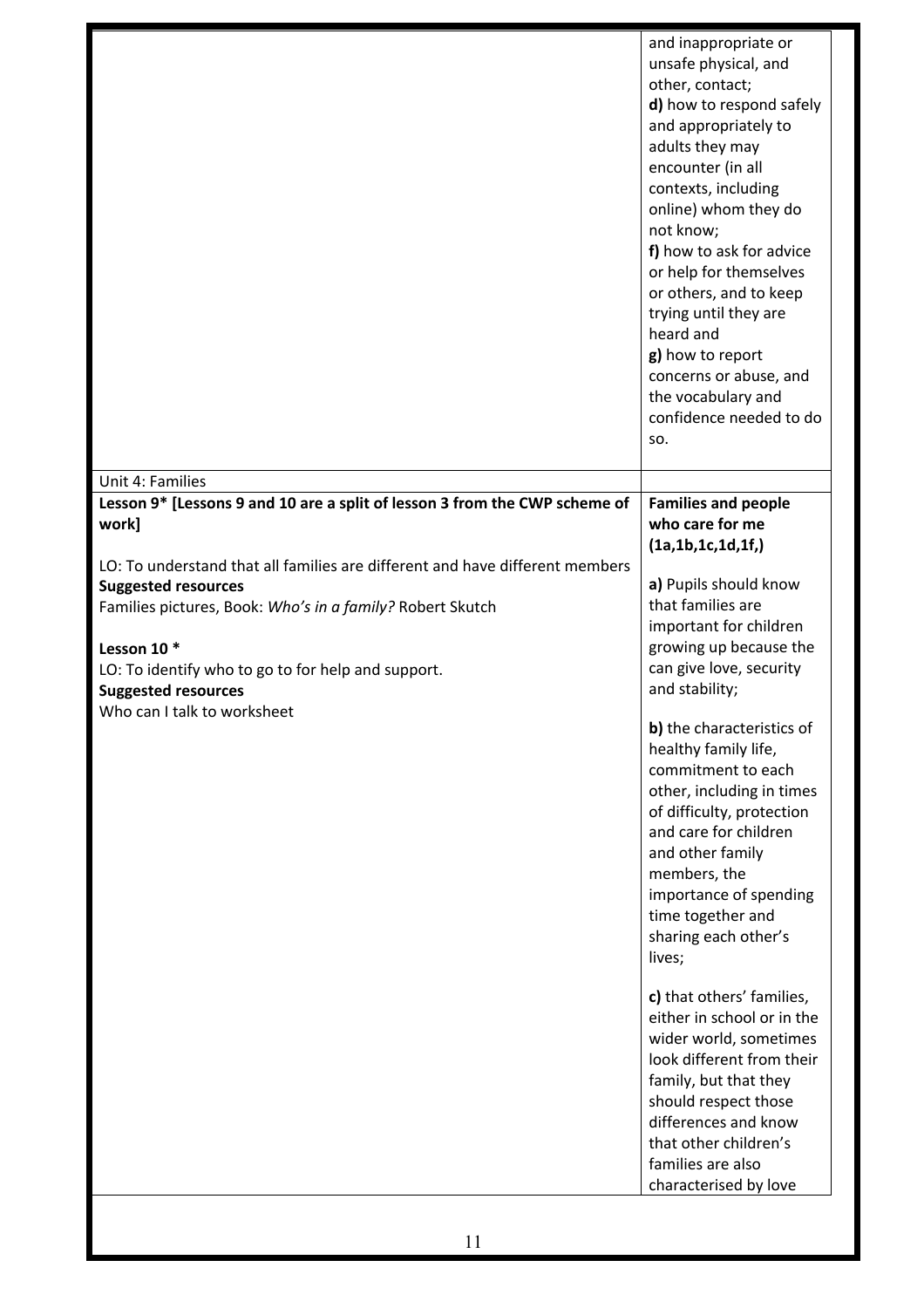| | |
|---|---|
| | and inappropriate or unsafe physical, and other, contact;<br>**d)** how to respond safely and appropriately to adults they may encounter (in all contexts, including online) whom they do not know;<br>**f)** how to ask for advice or help for themselves or others, and to keep trying until they are heard and<br>**g)** how to report concerns or abuse, and the vocabulary and confidence needed to do so. |
| Unit 4: Families | |
| **Lesson 9* [Lessons 9 and 10 are a split of lesson 3 from the CWP scheme of work]**<br><br>LO: To understand that all families are different and have different members<br>**Suggested resources**<br>Families pictures, Book: *Who's in a family?* Robert Skutch<br><br>**Lesson 10 ***<br>LO: To identify who to go to for help and support.<br>**Suggested resources**<br>Who can I talk to worksheet | **Families and people who care for me (1a,1b,1c,1d,1f,)**<br><br>**a)** Pupils should know that families are important for children growing up because the can give love, security and stability;<br><br>**b)** the characteristics of healthy family life, commitment to each other, including in times of difficulty, protection and care for children and other family members, the importance of spending time together and sharing each other's lives;<br><br>**c)** that others' families, either in school or in the wider world, sometimes look different from their family, but that they should respect those differences and know that other children's families are also characterised by love |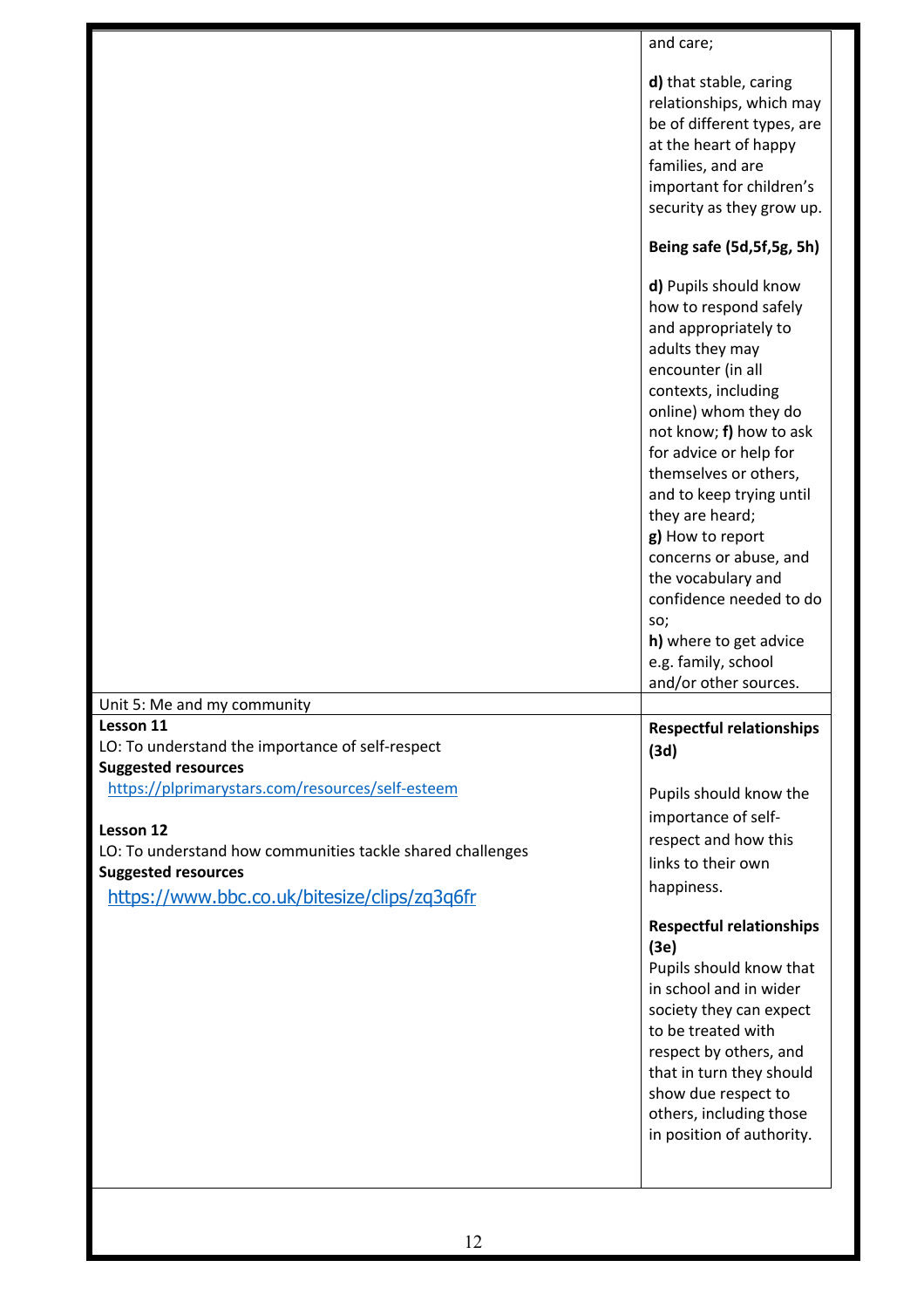| | |
|---|---|
| | and care;<br><br>**d)** that stable, caring relationships, which may be of different types, are at the heart of happy families, and are important for children's security as they grow up.<br><br>**Being safe (5d,5f,5g, 5h)**<br><br>**d)** Pupils should know how to respond safely and appropriately to adults they may encounter (in all contexts, including online) whom they do not know; **f)** how to ask for advice or help for themselves or others, and to keep trying until they are heard;<br>**g)** How to report concerns or abuse, and the vocabulary and confidence needed to do so;<br>**h)** where to get advice e.g. family, school and/or other sources. |
| Unit 5: Me and my community | |
| **Lesson 11**<br>LO: To understand the importance of self-respect<br>**Suggested resources**<br>https://plprimarystars.com/resources/self-esteem<br><br>**Lesson 12**<br>LO: To understand how communities tackle shared challenges<br>**Suggested resources**<br>https://www.bbc.co.uk/bitesize/clips/zq3q6fr | **Respectful relationships (3d)**<br><br>Pupils should know the importance of self-respect and how this links to their own happiness.<br><br>**Respectful relationships (3e)**<br>Pupils should know that in school and in wider society they can expect to be treated with respect by others, and that in turn they should show due respect to others, including those in position of authority. |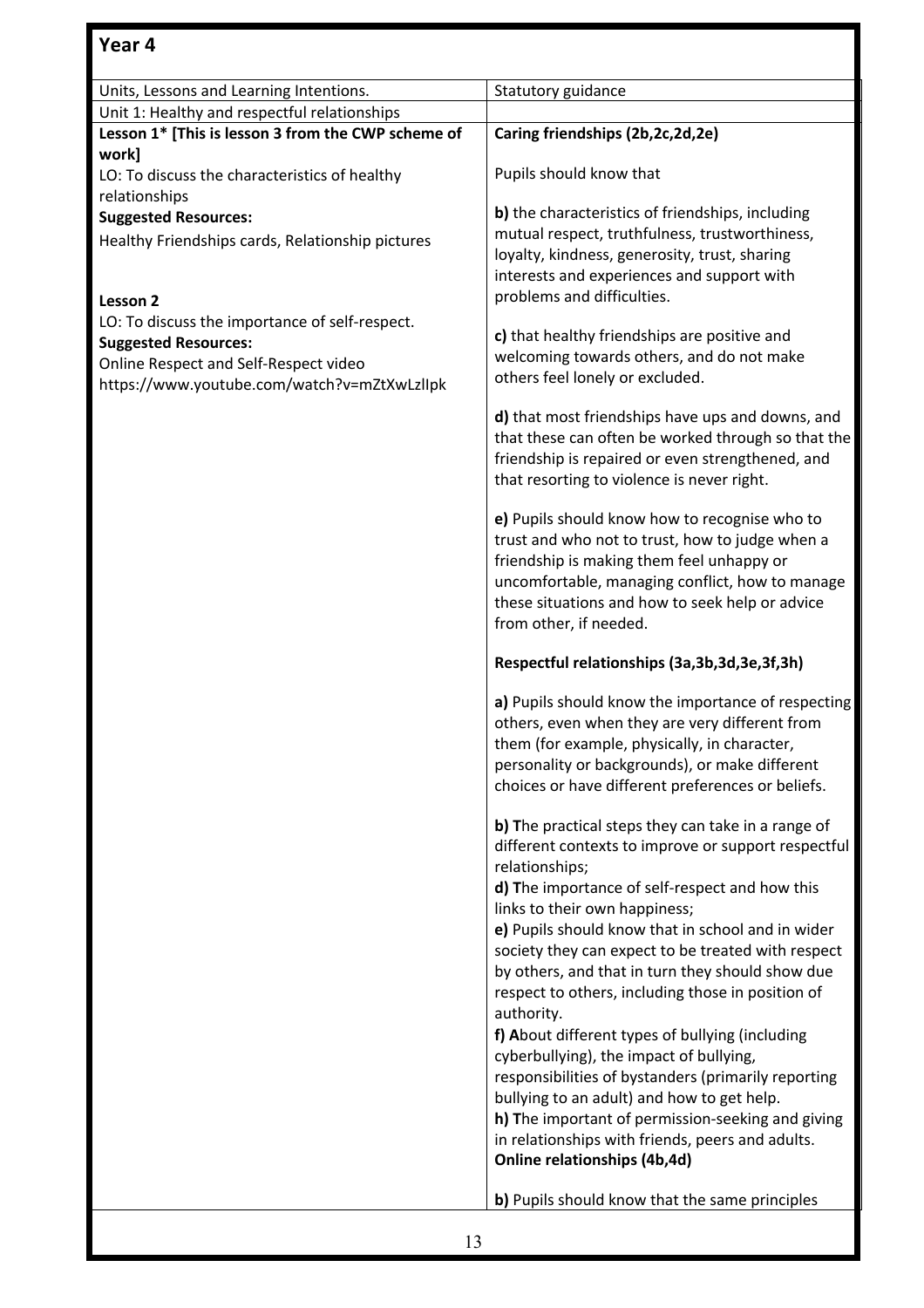## Year 4

| Units, Lessons and Learning Intentions. | Statutory guidance |
|---|---|
| Unit 1: Healthy and respectful relationships | |
| **Lesson 1* [This is lesson 3 from the CWP scheme of work]**<br>LO: To discuss the characteristics of healthy relationships<br>**Suggested Resources:**<br>Healthy Friendships cards, Relationship pictures<br><br>**Lesson 2**<br>LO: To discuss the importance of self-respect.<br>**Suggested Resources:**<br>Online Respect and Self-Respect video<br>https://www.youtube.com/watch?v=mZtXwLzIIpk | **Caring friendships (2b,2c,2d,2e)**<br><br>Pupils should know that<br><br>**b)** the characteristics of friendships, including mutual respect, truthfulness, trustworthiness, loyalty, kindness, generosity, trust, sharing interests and experiences and support with problems and difficulties.<br><br>**c)** that healthy friendships are positive and welcoming towards others, and do not make others feel lonely or excluded.<br><br>**d)** that most friendships have ups and downs, and that these can often be worked through so that the friendship is repaired or even strengthened, and that resorting to violence is never right.<br><br>**e)** Pupils should know how to recognise who to trust and who not to trust, how to judge when a friendship is making them feel unhappy or uncomfortable, managing conflict, how to manage these situations and how to seek help or advice from other, if needed.<br><br>**Respectful relationships (3a,3b,3d,3e,3f,3h)**<br><br>**a)** Pupils should know the importance of respecting others, even when they are very different from them (for example, physically, in character, personality or backgrounds), or make different choices or have different preferences or beliefs.<br><br>**b) T**he practical steps they can take in a range of different contexts to improve or support respectful relationships;<br>**d) T**he importance of self-respect and how this links to their own happiness;<br>**e)** Pupils should know that in school and in wider society they can expect to be treated with respect by others, and that in turn they should show due respect to others, including those in position of authority.<br>**f) A**bout different types of bullying (including cyberbullying), the impact of bullying, responsibilities of bystanders (primarily reporting bullying to an adult) and how to get help.<br>**h) T**he important of permission-seeking and giving in relationships with friends, peers and adults.<br>**Online relationships (4b,4d)**<br><br>**b)** Pupils should know that the same principles |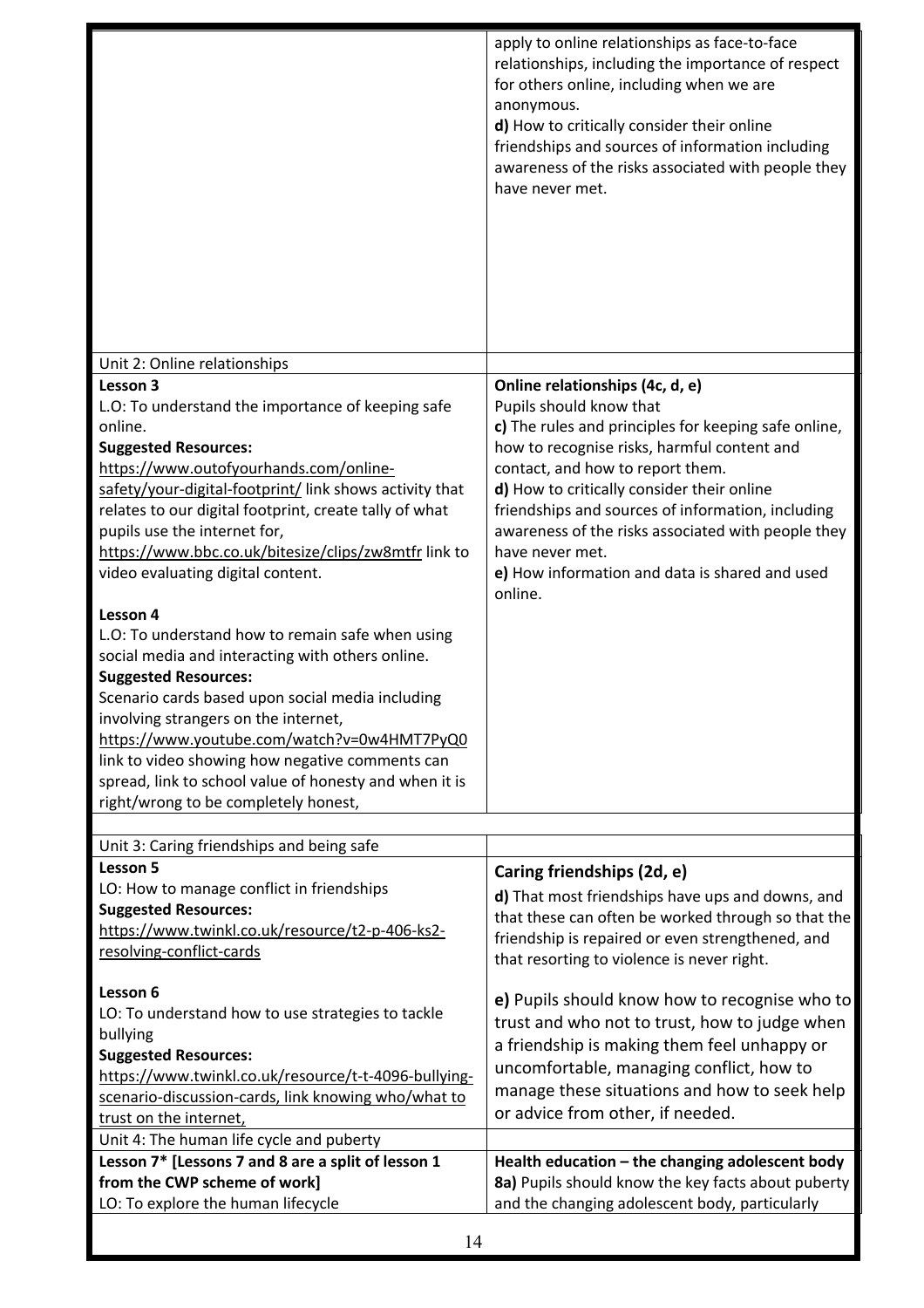| | |
|---|---|
| | apply to online relationships as face-to-face relationships, including the importance of respect for others online, including when we are anonymous.<br>**d)** How to critically consider their online friendships and sources of information including awareness of the risks associated with people they have never met. |
| Unit 2: Online relationships | |
| **Lesson 3**<br>L.O: To understand the importance of keeping safe online.<br>**Suggested Resources:**<br>https://www.outofyourhands.com/online-safety/your-digital-footprint/ link shows activity that relates to our digital footprint, create tally of what pupils use the internet for, https://www.bbc.co.uk/bitesize/clips/zw8mtfr link to video evaluating digital content.<br><br>**Lesson 4**<br>L.O: To understand how to remain safe when using social media and interacting with others online.<br>**Suggested Resources:**<br>Scenario cards based upon social media including involving strangers on the internet, https://www.youtube.com/watch?v=0w4HMT7PyQ0 link to video showing how negative comments can spread, link to school value of honesty and when it is right/wrong to be completely honest, | **Online relationships (4c, d, e)**<br>Pupils should know that<br>**c)** The rules and principles for keeping safe online, how to recognise risks, harmful content and contact, and how to report them.<br>**d)** How to critically consider their online friendships and sources of information, including awareness of the risks associated with people they have never met.<br>**e)** How information and data is shared and used online. |
| Unit 3: Caring friendships and being safe | |
| **Lesson 5**<br>LO: How to manage conflict in friendships<br>**Suggested Resources:**<br>https://www.twinkl.co.uk/resource/t2-p-406-ks2-resolving-conflict-cards<br><br>**Lesson 6**<br>LO: To understand how to use strategies to tackle bullying<br>**Suggested Resources:**<br>https://www.twinkl.co.uk/resource/t-t-4096-bullying-scenario-discussion-cards, link knowing who/what to trust on the internet, | **Caring friendships (2d, e)**<br>**d)** That most friendships have ups and downs, and that these can often be worked through so that the friendship is repaired or even strengthened, and that resorting to violence is never right.<br><br>**e)** Pupils should know how to recognise who to trust and who not to trust, how to judge when a friendship is making them feel unhappy or uncomfortable, managing conflict, how to manage these situations and how to seek help or advice from other, if needed. |
| Unit 4: The human life cycle and puberty | |
| **Lesson 7* [Lessons 7 and 8 are a split of lesson 1 from the CWP scheme of work]**<br>LO: To explore the human lifecycle | **Health education – the changing adolescent body**<br>**8a)** Pupils should know the key facts about puberty and the changing adolescent body, particularly |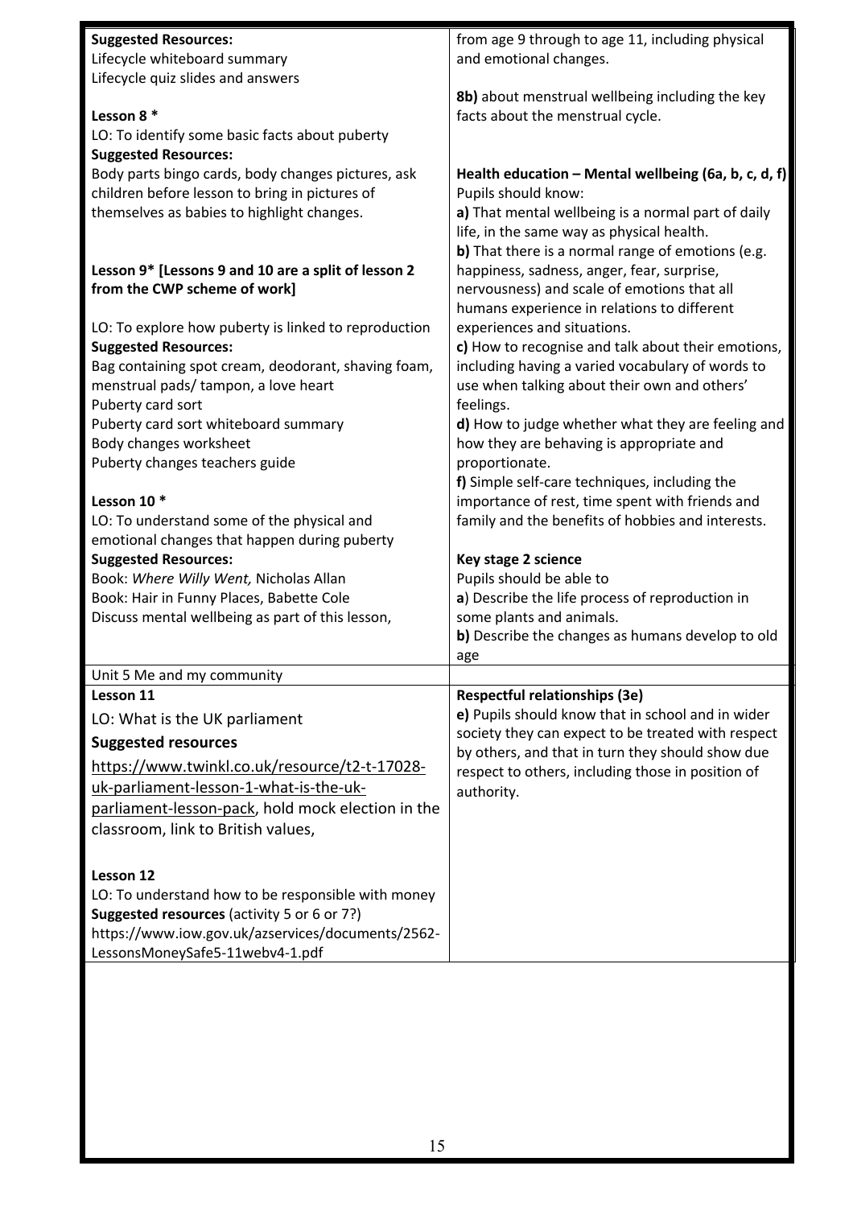| | |
|---|---|
| **Suggested Resources:**<br>Lifecycle whiteboard summary<br>Lifecycle quiz slides and answers<br><br>**Lesson 8 ***<br>LO: To identify some basic facts about puberty<br>**Suggested Resources:**<br>Body parts bingo cards, body changes pictures, ask children before lesson to bring in pictures of themselves as babies to highlight changes.<br><br>**Lesson 9* [Lessons 9 and 10 are a split of lesson 2 from the CWP scheme of work]**<br><br>LO: To explore how puberty is linked to reproduction<br>**Suggested Resources:**<br>Bag containing spot cream, deodorant, shaving foam, menstrual pads/ tampon, a love heart<br>Puberty card sort<br>Puberty card sort whiteboard summary<br>Body changes worksheet<br>Puberty changes teachers guide<br><br>**Lesson 10 ***<br>LO: To understand some of the physical and emotional changes that happen during puberty<br>**Suggested Resources:**<br>Book: *Where Willy Went,* Nicholas Allan<br>Book: Hair in Funny Places, Babette Cole<br>Discuss mental wellbeing as part of this lesson, | from age 9 through to age 11, including physical and emotional changes.<br><br>**8b)** about menstrual wellbeing including the key facts about the menstrual cycle.<br><br>**Health education – Mental wellbeing (6a, b, c, d, f)**<br>Pupils should know:<br>**a)** That mental wellbeing is a normal part of daily life, in the same way as physical health.<br>**b)** That there is a normal range of emotions (e.g. happiness, sadness, anger, fear, surprise, nervousness) and scale of emotions that all humans experience in relations to different experiences and situations.<br>**c)** How to recognise and talk about their emotions, including having a varied vocabulary of words to use when talking about their own and others' feelings.<br>**d)** How to judge whether what they are feeling and how they are behaving is appropriate and proportionate.<br>**f)** Simple self-care techniques, including the importance of rest, time spent with friends and family and the benefits of hobbies and interests.<br><br>**Key stage 2 science**<br>Pupils should be able to<br>**a**) Describe the life process of reproduction in some plants and animals.<br>**b)** Describe the changes as humans develop to old age |
| Unit 5 Me and my community | |
| **Lesson 11**<br>LO: What is the UK parliament<br>**Suggested resources**<br>https://www.twinkl.co.uk/resource/t2-t-17028-uk-parliament-lesson-1-what-is-the-uk-parliament-lesson-pack, hold mock election in the classroom, link to British values,<br><br>**Lesson 12**<br>LO: To understand how to be responsible with money<br>**Suggested resources** (activity 5 or 6 or 7?)<br>https://www.iow.gov.uk/azservices/documents/2562-LessonsMoneySafe5-11webv4-1.pdf | **Respectful relationships (3e)**<br>**e)** Pupils should know that in school and in wider society they can expect to be treated with respect by others, and that in turn they should show due respect to others, including those in position of authority. |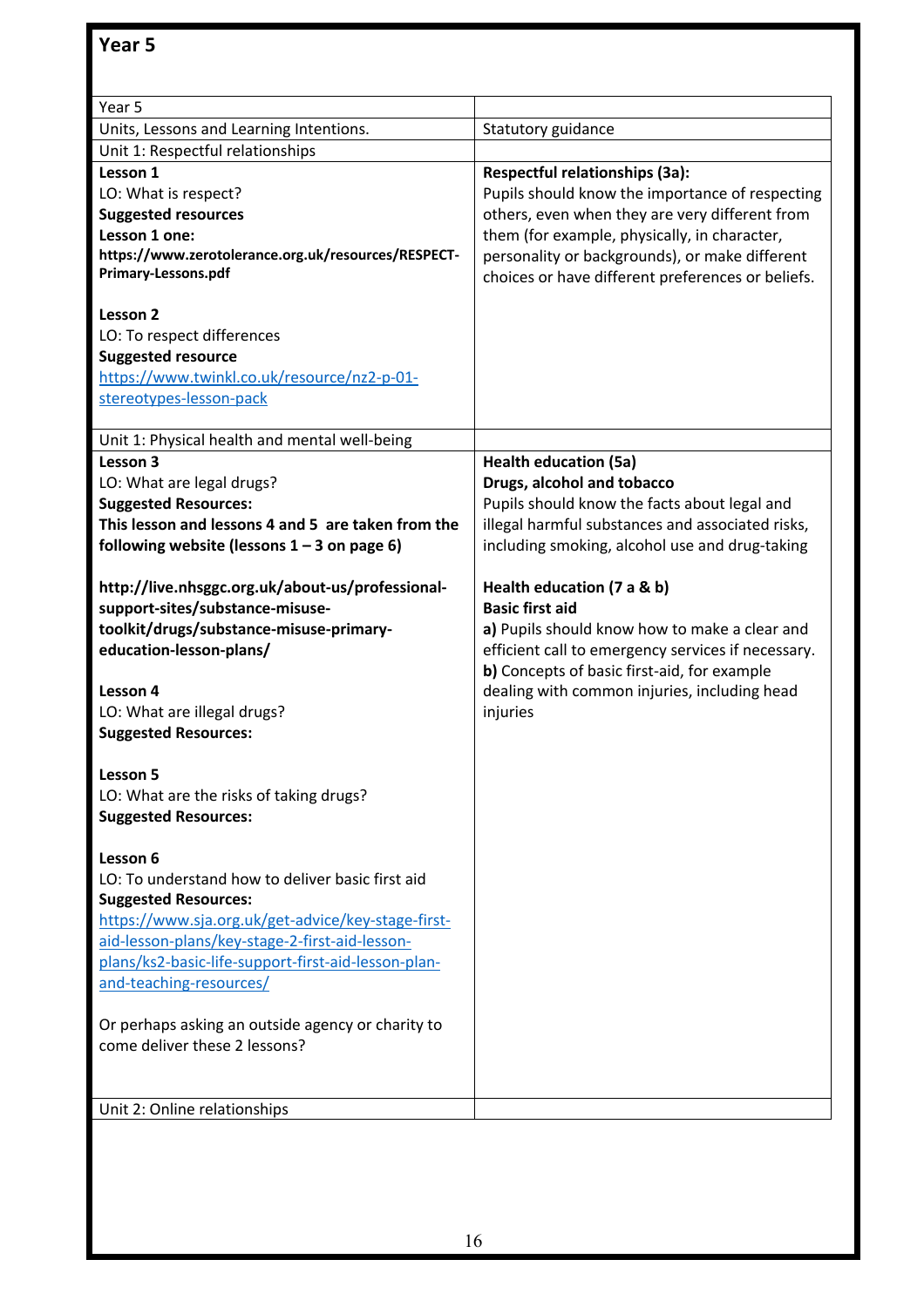## Year 5

| Year 5 | |
|---|---|
| Units, Lessons and Learning Intentions. | Statutory guidance |
| Unit 1: Respectful relationships | |
| **Lesson 1**<br>LO: What is respect?<br>**Suggested resources**<br>**Lesson 1 one:**<br>**https://www.zerotolerance.org.uk/resources/RESPECT-Primary-Lessons.pdf**<br><br>**Lesson 2**<br>LO: To respect differences<br>**Suggested resource**<br>https://www.twinkl.co.uk/resource/nz2-p-01-stereotypes-lesson-pack | **Respectful relationships (3a):**<br>Pupils should know the importance of respecting others, even when they are very different from them (for example, physically, in character, personality or backgrounds), or make different choices or have different preferences or beliefs. |
| Unit 1: Physical health and mental well-being | |
| **Lesson 3**<br>LO: What are legal drugs?<br>**Suggested Resources:**<br>**This lesson and lessons 4 and 5 are taken from the following website (lessons 1 – 3 on page 6)**<br><br>**http://live.nhsggc.org.uk/about-us/professional-support-sites/substance-misuse-toolkit/drugs/substance-misuse-primary-education-lesson-plans/**<br><br>**Lesson 4**<br>LO: What are illegal drugs?<br>**Suggested Resources:**<br><br>**Lesson 5**<br>LO: What are the risks of taking drugs?<br>**Suggested Resources:**<br><br>**Lesson 6**<br>LO: To understand how to deliver basic first aid<br>**Suggested Resources:**<br>https://www.sja.org.uk/get-advice/key-stage-first-aid-lesson-plans/key-stage-2-first-aid-lesson-plans/ks2-basic-life-support-first-aid-lesson-plan-and-teaching-resources/<br><br>Or perhaps asking an outside agency or charity to come deliver these 2 lessons? | **Health education (5a)**<br>**Drugs, alcohol and tobacco**<br>Pupils should know the facts about legal and illegal harmful substances and associated risks, including smoking, alcohol use and drug-taking<br><br>**Health education (7 a & b)**<br>**Basic first aid**<br>**a)** Pupils should know how to make a clear and efficient call to emergency services if necessary.<br>**b)** Concepts of basic first-aid, for example dealing with common injuries, including head injuries |
| Unit 2: Online relationships | |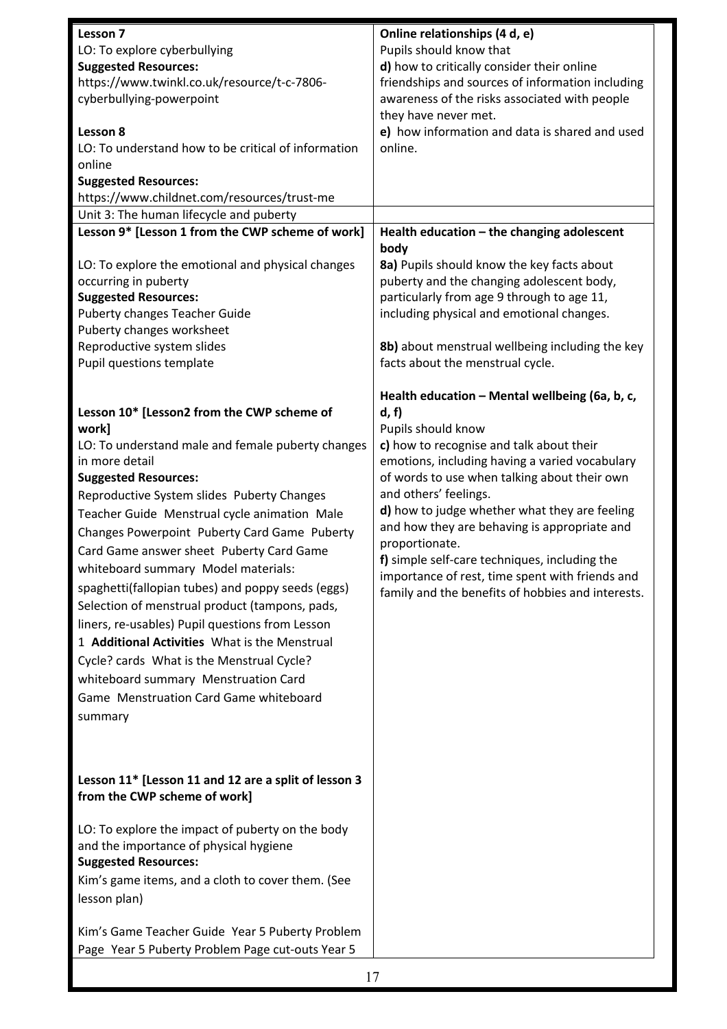| | |
|---|---|
| **Lesson 7**<br>LO: To explore cyberbullying<br>**Suggested Resources:**<br>https://www.twinkl.co.uk/resource/t-c-7806-cyberbullying-powerpoint<br><br>**Lesson 8**<br>LO: To understand how to be critical of information online<br>**Suggested Resources:**<br>https://www.childnet.com/resources/trust-me | **Online relationships (4 d, e)**<br>Pupils should know that<br>**d)** how to critically consider their online friendships and sources of information including awareness of the risks associated with people they have never met.<br>**e)** how information and data is shared and used online. |
| Unit 3: The human lifecycle and puberty | |
| **Lesson 9\* [Lesson 1 from the CWP scheme of work]**<br><br>LO: To explore the emotional and physical changes occurring in puberty<br>**Suggested Resources:**<br>Puberty changes Teacher Guide<br>Puberty changes worksheet<br>Reproductive system slides<br>Pupil questions template<br><br>**Lesson 10\* [Lesson2 from the CWP scheme of work]**<br>LO: To understand male and female puberty changes in more detail<br>**Suggested Resources:**<br>Reproductive System slides Puberty Changes Teacher Guide Menstrual cycle animation Male Changes Powerpoint Puberty Card Game Puberty Card Game answer sheet Puberty Card Game whiteboard summary Model materials: spaghetti(fallopian tubes) and poppy seeds (eggs) Selection of menstrual product (tampons, pads, liners, re-usables) Pupil questions from Lesson 1 **Additional Activities** What is the Menstrual Cycle? cards What is the Menstrual Cycle? whiteboard summary Menstruation Card Game Menstruation Card Game whiteboard summary<br><br>**Lesson 11\* [Lesson 11 and 12 are a split of lesson 3 from the CWP scheme of work]**<br><br>LO: To explore the impact of puberty on the body and the importance of physical hygiene<br>**Suggested Resources:**<br>Kim's game items, and a cloth to cover them. (See lesson plan)<br><br>Kim's Game Teacher Guide Year 5 Puberty Problem Page Year 5 Puberty Problem Page cut-outs Year 5 | **Health education – the changing adolescent body**<br>**8a)** Pupils should know the key facts about puberty and the changing adolescent body, particularly from age 9 through to age 11, including physical and emotional changes.<br><br>**8b)** about menstrual wellbeing including the key facts about the menstrual cycle.<br><br>**Health education – Mental wellbeing (6a, b, c, d, f)**<br>Pupils should know<br>**c)** how to recognise and talk about their emotions, including having a varied vocabulary of words to use when talking about their own and others' feelings.<br>**d)** how to judge whether what they are feeling and how they are behaving is appropriate and proportionate.<br>**f)** simple self-care techniques, including the importance of rest, time spent with friends and family and the benefits of hobbies and interests. |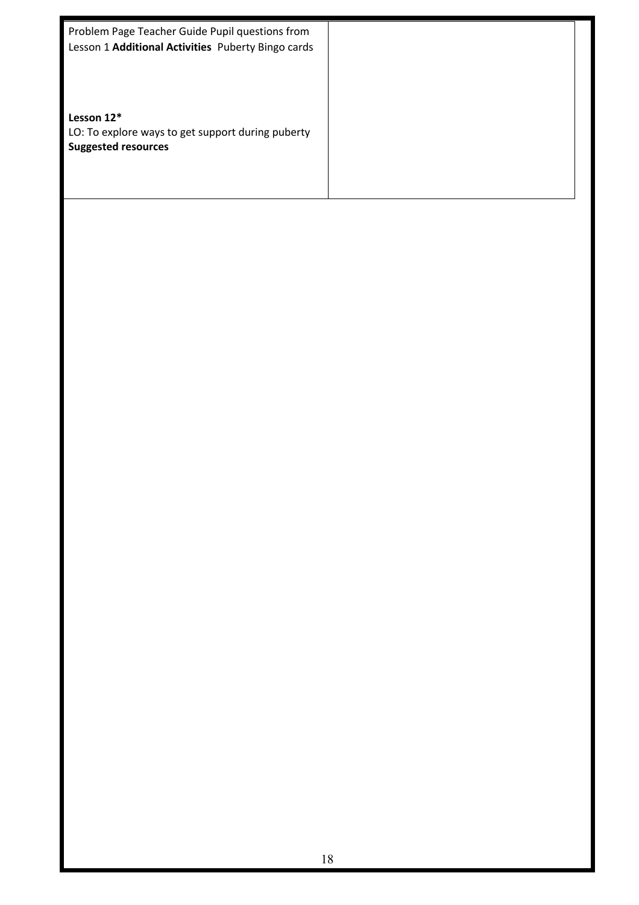| | |
|---|---|
| Problem Page Teacher Guide Pupil questions from Lesson 1 **Additional Activities** Puberty Bingo cards<br><br>**Lesson 12***<br>LO: To explore ways to get support during puberty<br>**Suggested resources** | |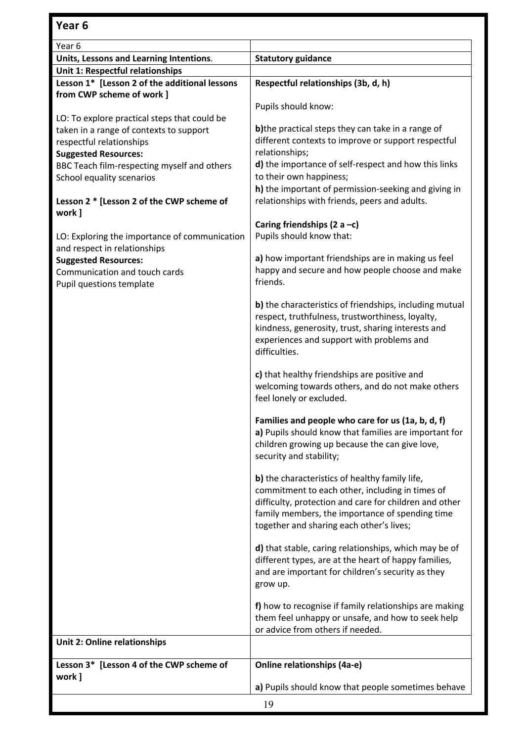## Year 6

| Year 6 | |
|---|---|
| **Units, Lessons and Learning Intentions**. | **Statutory guidance** |
| **Unit 1: Respectful relationships** | |
| **Lesson 1* [Lesson 2 of the additional lessons from CWP scheme of work ]**<br><br>LO: To explore practical steps that could be taken in a range of contexts to support respectful relationships<br>**Suggested Resources:**<br>BBC Teach film-respecting myself and others<br>School equality scenarios<br><br>**Lesson 2 * [Lesson 2 of the CWP scheme of work ]**<br><br>LO: Exploring the importance of communication and respect in relationships<br>**Suggested Resources:**<br>Communication and touch cards<br>Pupil questions template | **Respectful relationships (3b, d, h)**<br><br>Pupils should know:<br><br>**b)**the practical steps they can take in a range of different contexts to improve or support respectful relationships;<br>**d)** the importance of self-respect and how this links to their own happiness;<br>**h)** the important of permission-seeking and giving in relationships with friends, peers and adults.<br><br>**Caring friendships (2 a –c)**<br>Pupils should know that:<br><br>**a)** how important friendships are in making us feel happy and secure and how people choose and make friends.<br><br>**b)** the characteristics of friendships, including mutual respect, truthfulness, trustworthiness, loyalty, kindness, generosity, trust, sharing interests and experiences and support with problems and difficulties.<br><br>**c)** that healthy friendships are positive and welcoming towards others, and do not make others feel lonely or excluded.<br><br>**Families and people who care for us (1a, b, d, f)**<br>**a)** Pupils should know that families are important for children growing up because the can give love, security and stability;<br><br>**b)** the characteristics of healthy family life, commitment to each other, including in times of difficulty, protection and care for children and other family members, the importance of spending time together and sharing each other's lives;<br><br>**d)** that stable, caring relationships, which may be of different types, are at the heart of happy families, and are important for children's security as they grow up.<br><br>**f)** how to recognise if family relationships are making them feel unhappy or unsafe, and how to seek help or advice from others if needed. |
| **Unit 2: Online relationships** | |
| **Lesson 3* [Lesson 4 of the CWP scheme of work ]** | **Online relationships (4a-e)**<br><br>**a)** Pupils should know that people sometimes behave |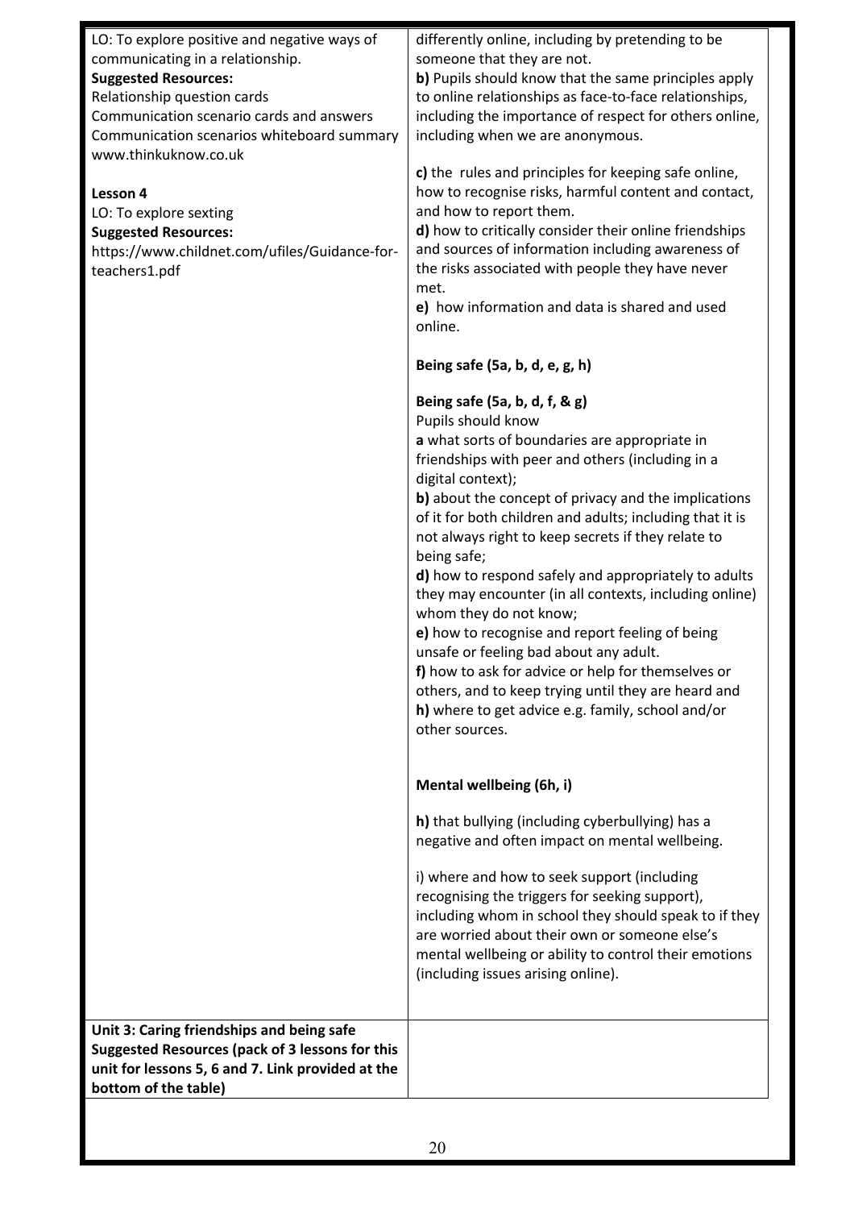| | |
|---|---|
| LO: To explore positive and negative ways of communicating in a relationship.<br>**Suggested Resources:**<br>Relationship question cards<br>Communication scenario cards and answers<br>Communication scenarios whiteboard summary<br>www.thinkuknow.co.uk<br><br>**Lesson 4**<br>LO: To explore sexting<br>**Suggested Resources:**<br>https://www.childnet.com/ufiles/Guidance-for-teachers1.pdf | differently online, including by pretending to be someone that they are not.<br>**b)** Pupils should know that the same principles apply to online relationships as face-to-face relationships, including the importance of respect for others online, including when we are anonymous.<br><br>**c)** the rules and principles for keeping safe online, how to recognise risks, harmful content and contact, and how to report them.<br>**d)** how to critically consider their online friendships and sources of information including awareness of the risks associated with people they have never met.<br>**e)** how information and data is shared and used online.<br><br>**Being safe (5a, b, d, e, g, h)**<br><br>**Being safe (5a, b, d, f, & g)**<br>Pupils should know<br>**a** what sorts of boundaries are appropriate in friendships with peer and others (including in a digital context);<br>**b)** about the concept of privacy and the implications of it for both children and adults; including that it is not always right to keep secrets if they relate to being safe;<br>**d)** how to respond safely and appropriately to adults they may encounter (in all contexts, including online) whom they do not know;<br>**e)** how to recognise and report feeling of being unsafe or feeling bad about any adult.<br>**f)** how to ask for advice or help for themselves or others, and to keep trying until they are heard and<br>**h)** where to get advice e.g. family, school and/or other sources.<br><br>**Mental wellbeing (6h, i)**<br><br>**h)** that bullying (including cyberbullying) has a negative and often impact on mental wellbeing.<br><br>i) where and how to seek support (including recognising the triggers for seeking support), including whom in school they should speak to if they are worried about their own or someone else's mental wellbeing or ability to control their emotions (including issues arising online). |
| **Unit 3: Caring friendships and being safe**<br>**Suggested Resources (pack of 3 lessons for this unit for lessons 5, 6 and 7. Link provided at the bottom of the table)** | |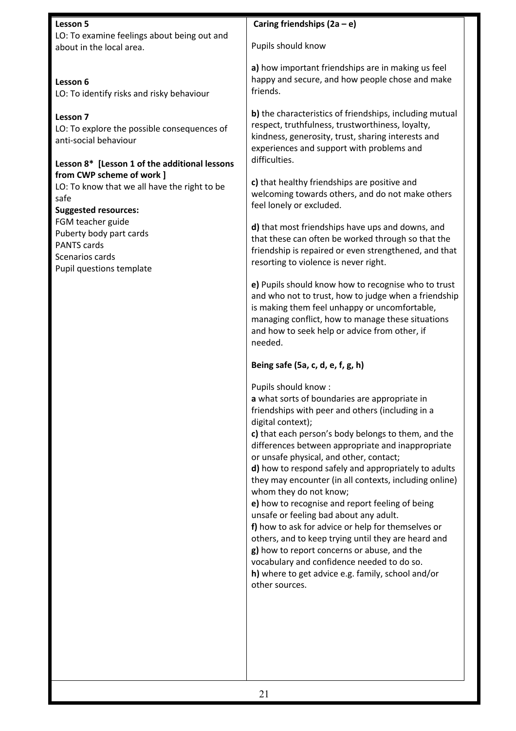| Lesson 5<br>LO: To examine feelings about being out and about in the local area.<br><br>**Lesson 6**<br>LO: To identify risks and risky behaviour<br><br>**Lesson 7**<br>LO: To explore the possible consequences of anti-social behaviour<br><br>**Lesson 8* [Lesson 1 of the additional lessons from CWP scheme of work ]**<br>LO: To know that we all have the right to be safe<br>**Suggested resources:**<br>FGM teacher guide<br>Puberty body part cards<br>PANTS cards<br>Scenarios cards<br>Pupil questions template | **Caring friendships (2a – e)**<br><br>Pupils should know<br><br>**a)** how important friendships are in making us feel happy and secure, and how people chose and make friends.<br><br>**b)** the characteristics of friendships, including mutual respect, truthfulness, trustworthiness, loyalty, kindness, generosity, trust, sharing interests and experiences and support with problems and difficulties.<br><br>**c)** that healthy friendships are positive and welcoming towards others, and do not make others feel lonely or excluded.<br><br>**d)** that most friendships have ups and downs, and that these can often be worked through so that the friendship is repaired or even strengthened, and that resorting to violence is never right.<br><br>**e)** Pupils should know how to recognise who to trust and who not to trust, how to judge when a friendship is making them feel unhappy or uncomfortable, managing conflict, how to manage these situations and how to seek help or advice from other, if needed.<br><br>**Being safe (5a, c, d, e, f, g, h)**<br><br>Pupils should know :<br>**a** what sorts of boundaries are appropriate in friendships with peer and others (including in a digital context);<br>**c)** that each person's body belongs to them, and the differences between appropriate and inappropriate or unsafe physical, and other, contact;<br>**d)** how to respond safely and appropriately to adults they may encounter (in all contexts, including online) whom they do not know;<br>**e)** how to recognise and report feeling of being unsafe or feeling bad about any adult.<br>**f)** how to ask for advice or help for themselves or others, and to keep trying until they are heard and<br>**g)** how to report concerns or abuse, and the vocabulary and confidence needed to do so.<br>**h)** where to get advice e.g. family, school and/or other sources. |
|---|---|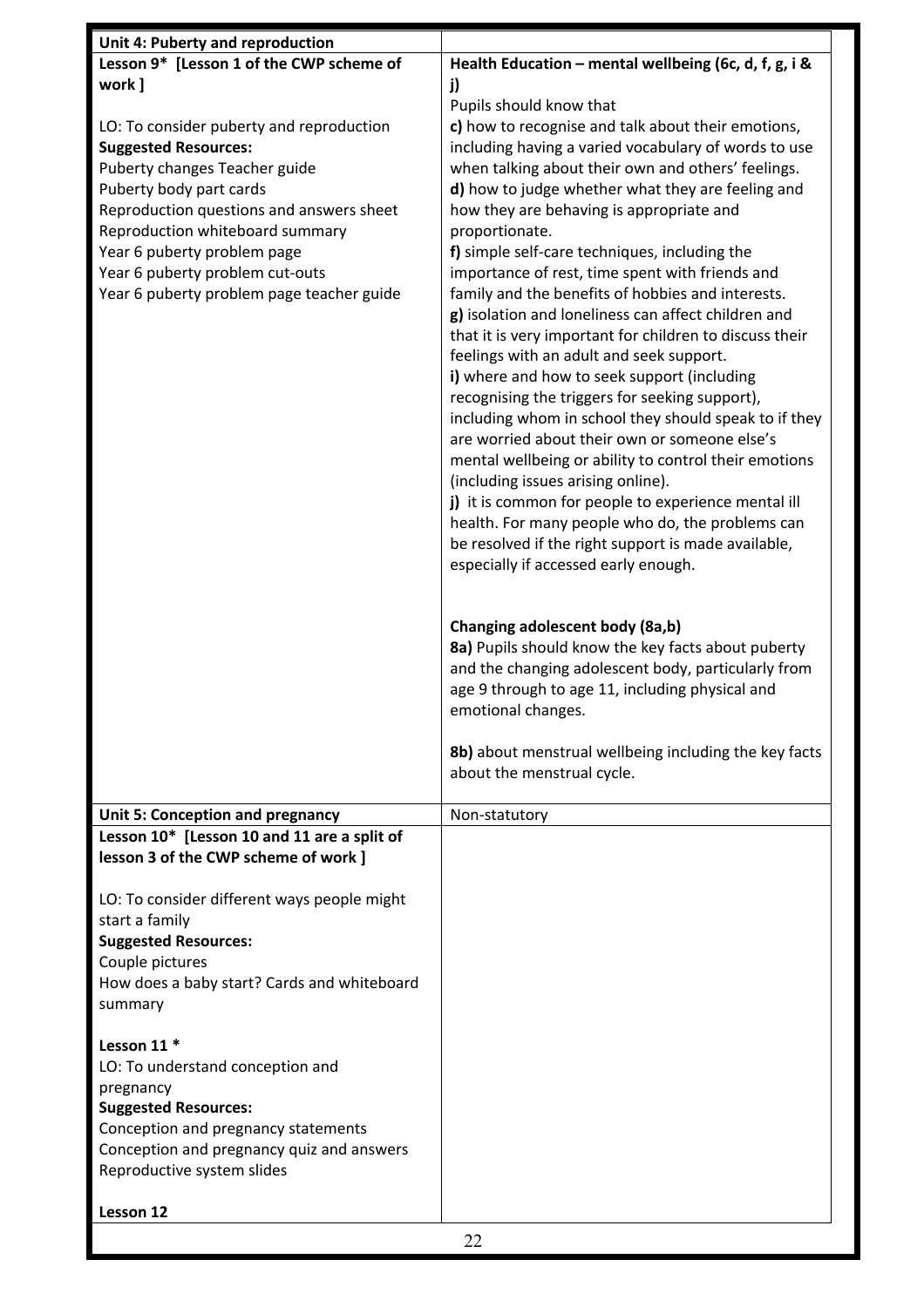| Unit 4: Puberty and reproduction | |
|---|---|
| **Lesson 9* [Lesson 1 of the CWP scheme of work ]**<br><br>LO: To consider puberty and reproduction<br>**Suggested Resources:**<br>Puberty changes Teacher guide<br>Puberty body part cards<br>Reproduction questions and answers sheet<br>Reproduction whiteboard summary<br>Year 6 puberty problem page<br>Year 6 puberty problem cut-outs<br>Year 6 puberty problem page teacher guide | **Health Education – mental wellbeing (6c, d, f, g, i & j)**<br>Pupils should know that<br>**c)** how to recognise and talk about their emotions, including having a varied vocabulary of words to use when talking about their own and others' feelings.<br>**d)** how to judge whether what they are feeling and how they are behaving is appropriate and proportionate.<br>**f)** simple self-care techniques, including the importance of rest, time spent with friends and family and the benefits of hobbies and interests.<br>**g)** isolation and loneliness can affect children and that it is very important for children to discuss their feelings with an adult and seek support.<br>**i)** where and how to seek support (including recognising the triggers for seeking support), including whom in school they should speak to if they are worried about their own or someone else's mental wellbeing or ability to control their emotions (including issues arising online).<br>**j)** it is common for people to experience mental ill health. For many people who do, the problems can be resolved if the right support is made available, especially if accessed early enough.<br><br>**Changing adolescent body (8a,b)**<br>**8a)** Pupils should know the key facts about puberty and the changing adolescent body, particularly from age 9 through to age 11, including physical and emotional changes.<br><br>**8b)** about menstrual wellbeing including the key facts about the menstrual cycle. |
| **Unit 5: Conception and pregnancy** | Non-statutory |
| **Lesson 10* [Lesson 10 and 11 are a split of lesson 3 of the CWP scheme of work ]**<br><br>LO: To consider different ways people might start a family<br>**Suggested Resources:**<br>Couple pictures<br>How does a baby start? Cards and whiteboard summary<br><br>**Lesson 11 ***<br>LO: To understand conception and pregnancy<br>**Suggested Resources:**<br>Conception and pregnancy statements<br>Conception and pregnancy quiz and answers<br>Reproductive system slides<br><br>**Lesson 12** | |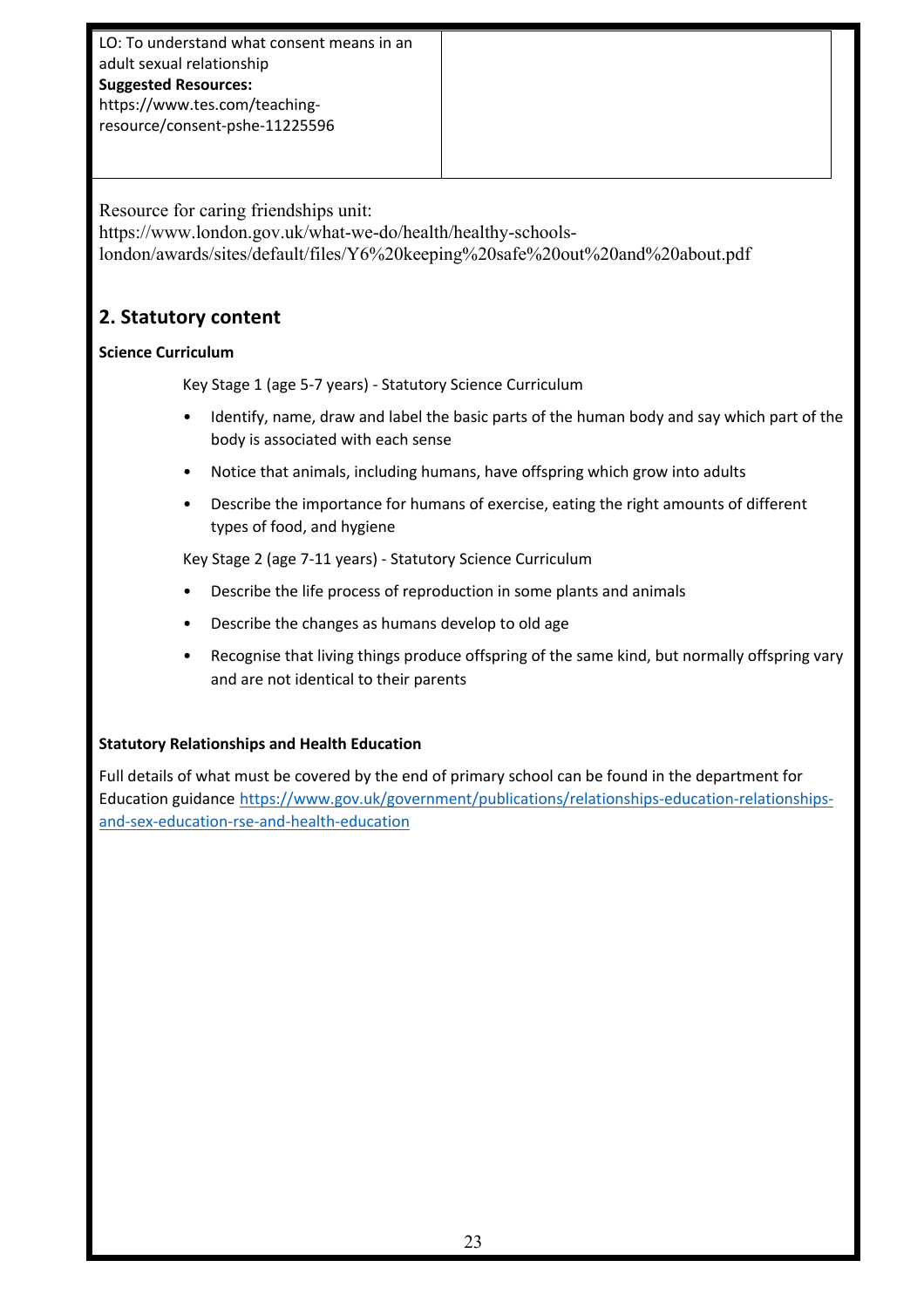| LO: To understand what consent means in an adult sexual relationship<br>**Suggested Resources:**<br>https://www.tes.com/teaching-resource/consent-pshe-11225596 | |
|---|---|

Resource for caring friendships unit:
https://www.london.gov.uk/what-we-do/health/healthy-schools-london/awards/sites/default/files/Y6%20keeping%20safe%20out%20and%20about.pdf

## 2. Statutory content

**Science Curriculum**

Key Stage 1 (age 5-7 years) - Statutory Science Curriculum

- Identify, name, draw and label the basic parts of the human body and say which part of the body is associated with each sense
- Notice that animals, including humans, have offspring which grow into adults
- Describe the importance for humans of exercise, eating the right amounts of different types of food, and hygiene

Key Stage 2 (age 7-11 years) - Statutory Science Curriculum

- Describe the life process of reproduction in some plants and animals
- Describe the changes as humans develop to old age
- Recognise that living things produce offspring of the same kind, but normally offspring vary and are not identical to their parents

**Statutory Relationships and Health Education**

Full details of what must be covered by the end of primary school can be found in the department for Education guidance https://www.gov.uk/government/publications/relationships-education-relationships-and-sex-education-rse-and-health-education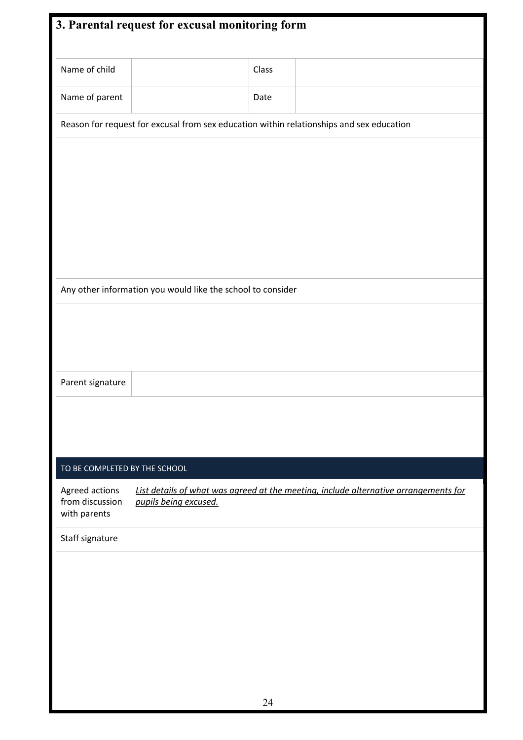## 3. Parental request for excusal monitoring form

| | | | |
|---|---|---|---|
| Name of child | | Class | |
| Name of parent | | Date | |

| |
|---|
| Reason for request for excusal from sex education within relationships and sex education |
| |
| Any other information you would like the school to consider |
| |

| | |
|---|---|
| Parent signature | |

| TO BE COMPLETED BY THE SCHOOL | |
|---|---|
| Agreed actions from discussion with parents | *List details of what was agreed at the meeting, include alternative arrangements for pupils being excused.* |
| Staff signature | |